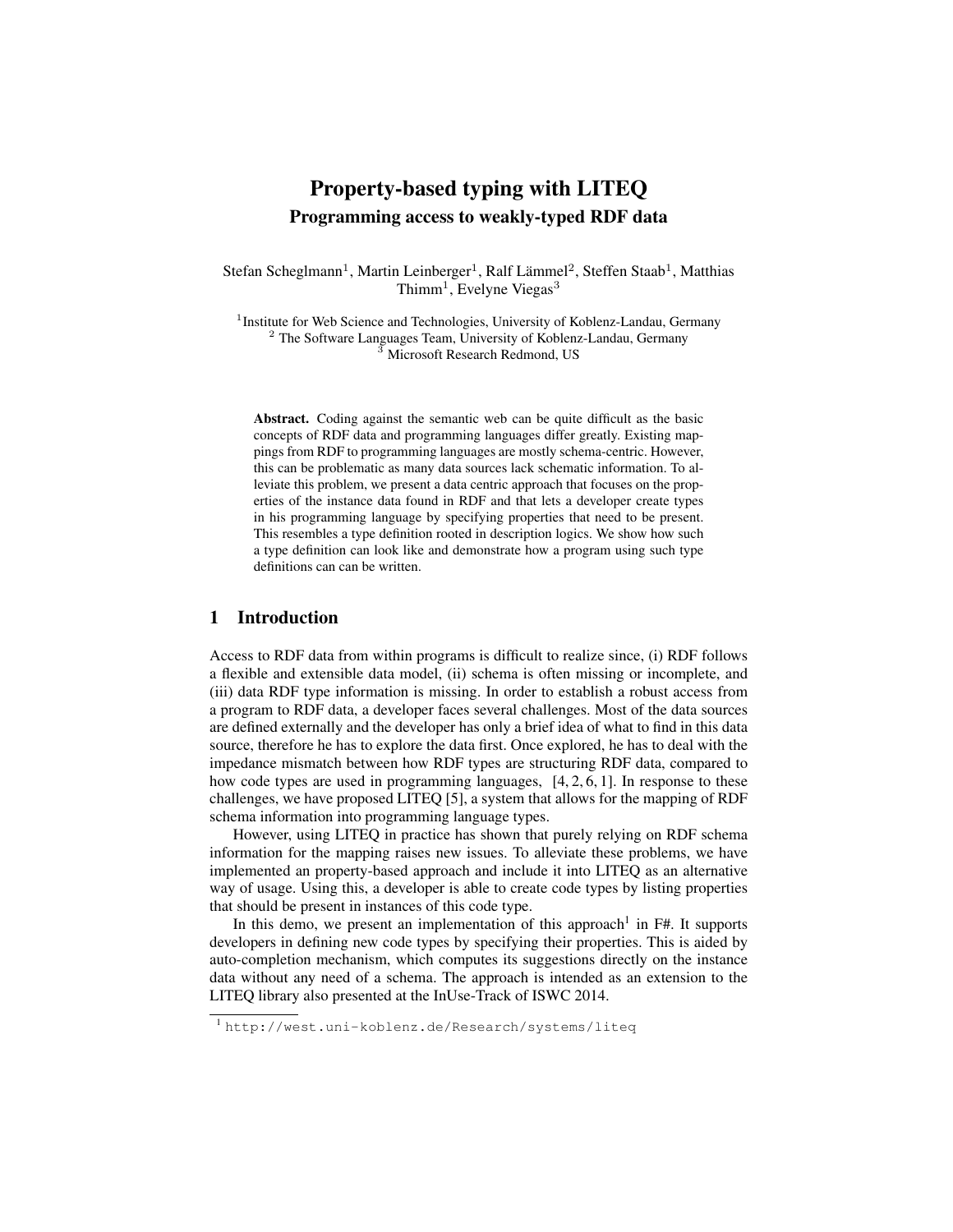# Property-based typing with LITEQ

## Programming access to weakly-typed RDF data

Stefan Scheglmann[1], Martin Leinberger[1], Ralf Lämmel[2], Steffen Staab[1], Matthias Thimm[1], Evelyne Viegas[3]

[1] Institute for Web Science and Technologies, University of Koblenz-Landau, Germany
[2] The Software Languages Team, University of Koblenz-Landau, Germany
[3] Microsoft Research Redmond, US

**Abstract.** Coding against the semantic web can be quite difficult as the basic concepts of RDF data and programming languages differ greatly. Existing mappings from RDF to programming languages are mostly schema-centric. However, this can be problematic as many data sources lack schematic information. To alleviate this problem, we present a data centric approach that focuses on the properties of the instance data found in RDF and that lets a developer create types in his programming language by specifying properties that need to be present. This resembles a type definition rooted in description logics. We show how such a type definition can look like and demonstrate how a program using such type definitions can can be written.

## 1 Introduction

Access to RDF data from within programs is difficult to realize since, (i) RDF follows a flexible and extensible data model, (ii) schema is often missing or incomplete, and (iii) data RDF type information is missing. In order to establish a robust access from a program to RDF data, a developer faces several challenges. Most of the data sources are defined externally and the developer has only a brief idea of what to find in this data source, therefore he has to explore the data first. Once explored, he has to deal with the impedance mismatch between how RDF types are structuring RDF data, compared to how code types are used in programming languages, [4, 2, 6, 1]. In response to these challenges, we have proposed LITEQ [5], a system that allows for the mapping of RDF schema information into programming language types.

However, using LITEQ in practice has shown that purely relying on RDF schema information for the mapping raises new issues. To alleviate these problems, we have implemented an property-based approach and include it into LITEQ as an alternative way of usage. Using this, a developer is able to create code types by listing properties that should be present in instances of this code type.

In this demo, we present an implementation of this approach[1] in F#. It supports developers in defining new code types by specifying their properties. This is aided by auto-completion mechanism, which computes its suggestions directly on the instance data without any need of a schema. The approach is intended as an extension to the LITEQ library also presented at the InUse-Track of ISWC 2014.

[1] http://west.uni-koblenz.de/Research/systems/liteq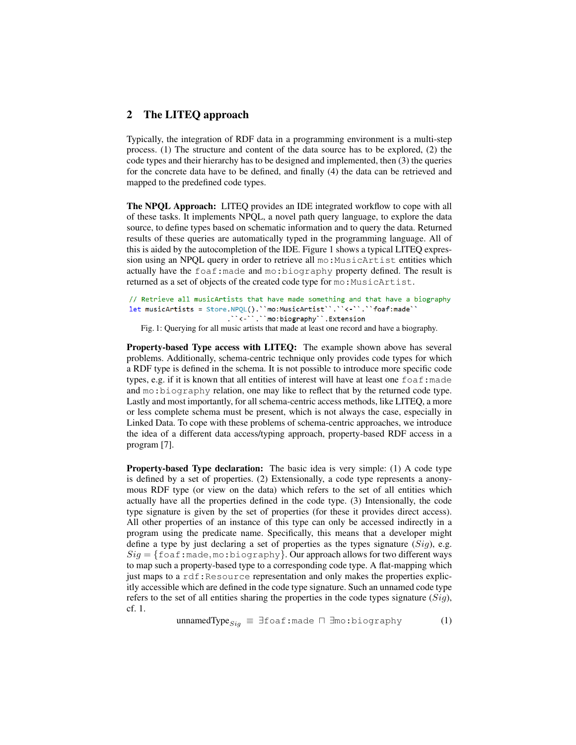## 2 The LITEQ approach

Typically, the integration of RDF data in a programming environment is a multi-step process. (1) The structure and content of the data source has to be explored, (2) the code types and their hierarchy has to be designed and implemented, then (3) the queries for the concrete data have to be defined, and finally (4) the data can be retrieved and mapped to the predefined code types.

**The NPQL Approach:** LITEQ provides an IDE integrated workflow to cope with all of these tasks. It implements NPQL, a novel path query language, to explore the data source, to define types based on schematic information and to query the data. Returned results of these queries are automatically typed in the programming language. All of this is aided by the autocompletion of the IDE. Figure 1 shows a typical LITEQ expression using an NPQL query in order to retrieve all `mo:MusicArtist` entities which actually have the `foaf:made` and `mo:biography` property defined. The result is returned as a set of objects of the created code type for `mo:MusicArtist`.

```
// Retrieve all musicArtists that have made something and that have a biography
let musicArtists = Store.NPQL().``mo:MusicArtist``.``<-``.``foaf:made``
                    .``<-``.``mo:biography``.Extension
```

Fig. 1: Querying for all music artists that made at least one record and have a biography.

**Property-based Type access with LITEQ:** The example shown above has several problems. Additionally, schema-centric technique only provides code types for which a RDF type is defined in the schema. It is not possible to introduce more specific code types, e.g. if it is known that all entities of interest will have at least one `foaf:made` and `mo:biography` relation, one may like to reflect that by the returned code type. Lastly and most importantly, for all schema-centric access methods, like LITEQ, a more or less complete schema must be present, which is not always the case, especially in Linked Data. To cope with these problems of schema-centric approaches, we introduce the idea of a different data access/typing approach, property-based RDF access in a program [7].

**Property-based Type declaration:** The basic idea is very simple: (1) A code type is defined by a set of properties. (2) Extensionally, a code type represents a anonymous RDF type (or view on the data) which refers to the set of all entities which actually have all the properties defined in the code type. (3) Intensionally, the code type signature is given by the set of properties (for these it provides direct access). All other properties of an instance of this type can only be accessed indirectly in a program using the predicate name. Specifically, this means that a developer might define a type by just declaring a set of properties as the types signature ($Sig$), e.g. $Sig = \{\texttt{foaf:made}, \texttt{mo:biography}\}$. Our approach allows for two different ways to map such a property-based type to a corresponding code type. A flat-mapping which just maps to a `rdf:Resource` representation and only makes the properties explicitly accessible which are defined in the code type signature. Such an unnamed code type refers to the set of all entities sharing the properties in the code types signature ($Sig$), cf. 1.

$$\text{unnamedType}_{Sig} \equiv \exists\texttt{foaf:made} \sqcap \exists\texttt{mo:biography} \tag{1}$$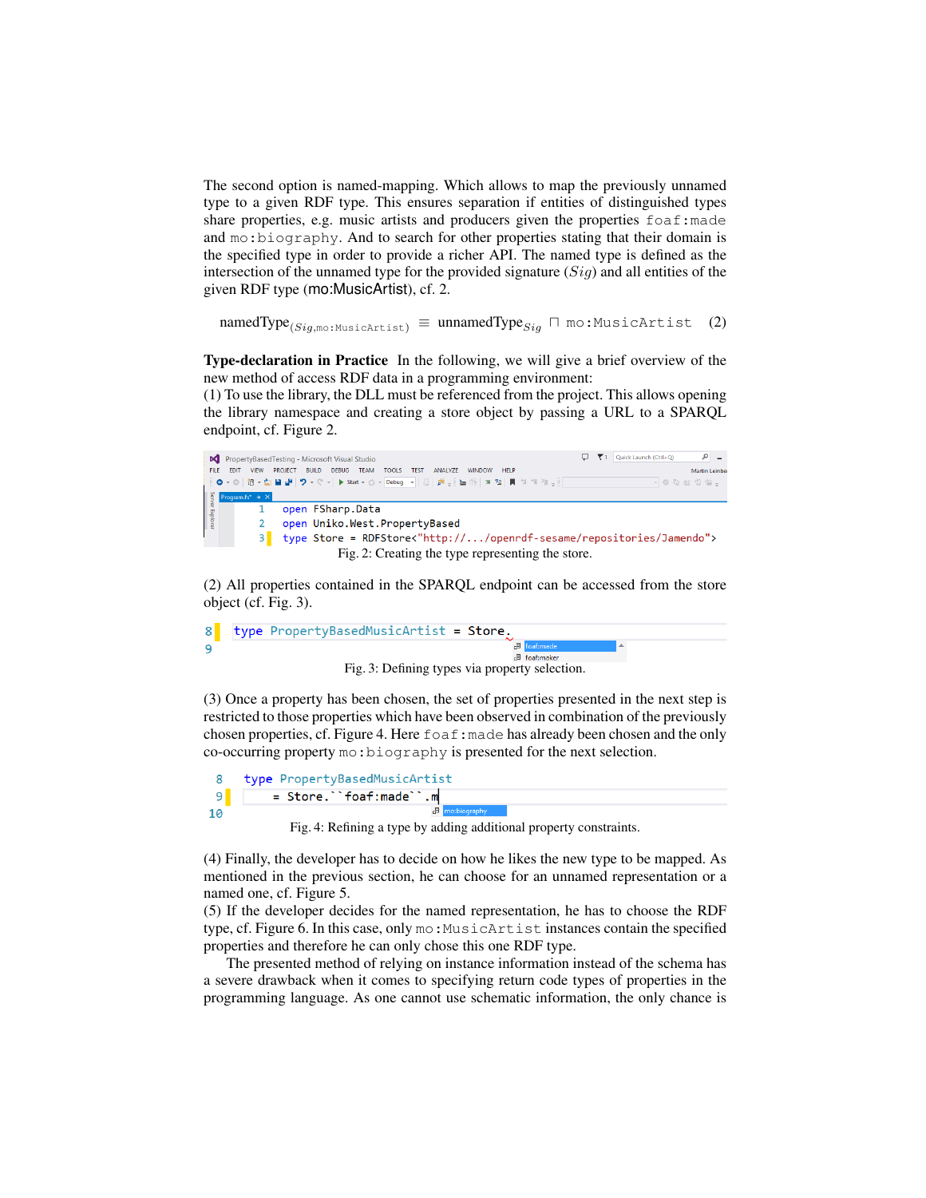The second option is named-mapping. Which allows to map the previously unnamed type to a given RDF type. This ensures separation if entities of distinguished types share properties, e.g. music artists and producers given the properties `foaf:made` and `mo:biography`. And to search for other properties stating that their domain is the specified type in order to provide a richer API. The named type is defined as the intersection of the unnamed type for the provided signature ($Sig$) and all entities of the given RDF type (mo:MusicArtist), cf. 2.

$$\text{namedType}_{(Sig,\texttt{mo:MusicArtist})} \equiv \text{unnamedType}_{Sig} \sqcap \texttt{mo:MusicArtist} \quad (2)$$

**Type-declaration in Practice** In the following, we will give a brief overview of the new method of access RDF data in a programming environment:
(1) To use the library, the DLL must be referenced from the project. This allows opening the library namespace and creating a store object by passing a URL to a SPARQL endpoint, cf. Figure 2.

```
1  open FSharp.Data
2  open Uniko.West.PropertyBased
3  type Store = RDFStore<"http://.../openrdf-sesame/repositories/Jamendo">
```

Fig. 2: Creating the type representing the store.

(2) All properties contained in the SPARQL endpoint can be accessed from the store object (cf. Fig. 3).

```
8  type PropertyBasedMusicArtist = Store.
9                                        foaf:made
                                         foaf:maker
```

Fig. 3: Defining types via property selection.

(3) Once a property has been chosen, the set of properties presented in the next step is restricted to those properties which have been observed in combination of the previously chosen properties, cf. Figure 4. Here `foaf:made` has already been chosen and the only co-occurring property `mo:biography` is presented for the next selection.

```
8  type PropertyBasedMusicArtist
9      = Store.``foaf:made``.m
10                            mo:biography
```

Fig. 4: Refining a type by adding additional property constraints.

(4) Finally, the developer has to decide on how he likes the new type to be mapped. As mentioned in the previous section, he can choose for an unnamed representation or a named one, cf. Figure 5.
(5) If the developer decides for the named representation, he has to choose the RDF type, cf. Figure 6. In this case, only `mo:MusicArtist` instances contain the specified properties and therefore he can only chose this one RDF type.

The presented method of relying on instance information instead of the schema has a severe drawback when it comes to specifying return code types of properties in the programming language. As one cannot use schematic information, the only chance is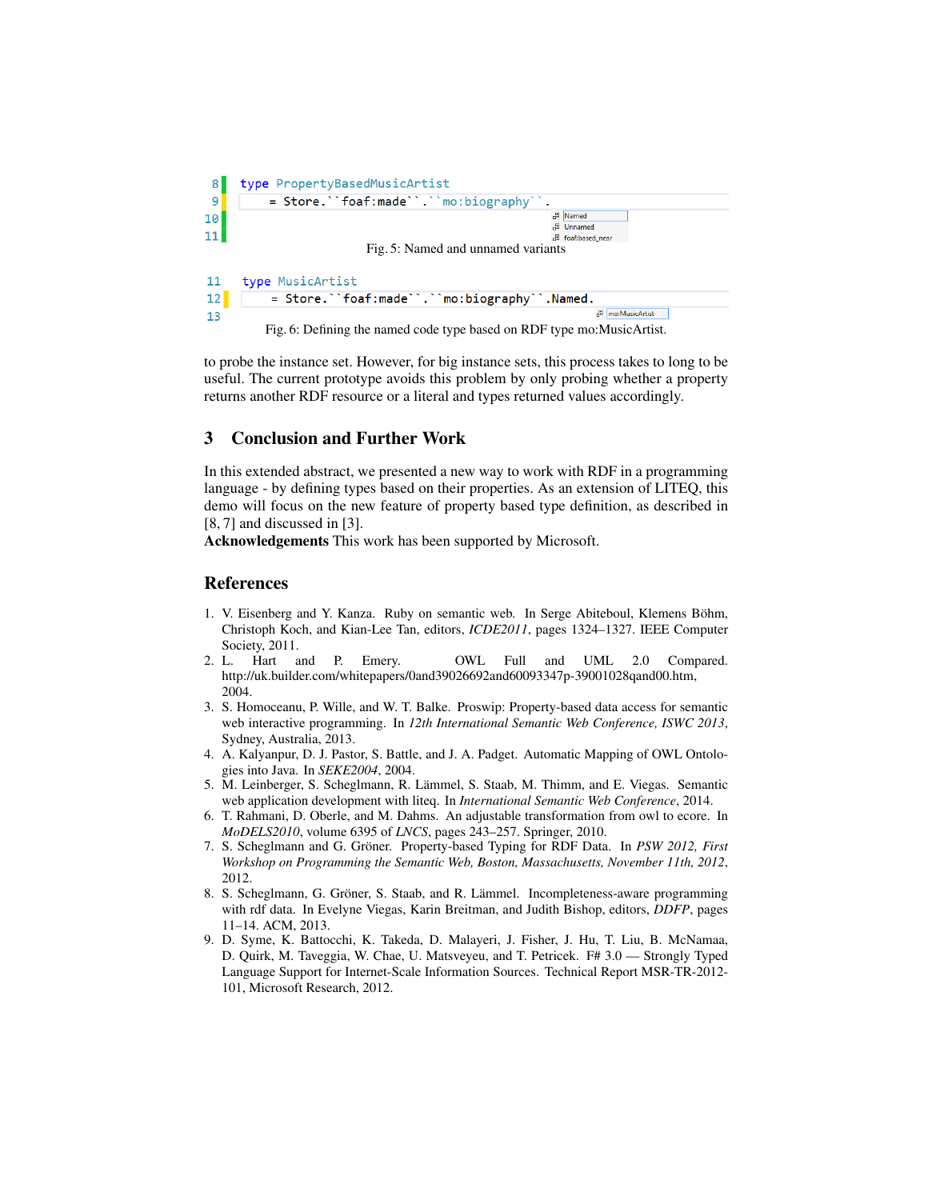```
8   type PropertyBasedMusicArtist
9       = Store.``foaf:made``.``mo:biography``.
10
11
```

Fig. 5: Named and unnamed variants

```
11  type MusicArtist
12      = Store.``foaf:made``.``mo:biography``.Named.
13
```

Fig. 6: Defining the named code type based on RDF type mo:MusicArtist.

to probe the instance set. However, for big instance sets, this process takes to long to be useful. The current prototype avoids this problem by only probing whether a property returns another RDF resource or a literal and types returned values accordingly.

## 3 Conclusion and Further Work

In this extended abstract, we presented a new way to work with RDF in a programming language - by defining types based on their properties. As an extension of LITEQ, this demo will focus on the new feature of property based type definition, as described in [8, 7] and discussed in [3].

**Acknowledgements** This work has been supported by Microsoft.

## References

1. V. Eisenberg and Y. Kanza. Ruby on semantic web. In Serge Abiteboul, Klemens Böhm, Christoph Koch, and Kian-Lee Tan, editors, *ICDE2011*, pages 1324–1327. IEEE Computer Society, 2011.
2. L. Hart and P. Emery. OWL Full and UML 2.0 Compared. http://uk.builder.com/whitepapers/0and39026692and60093347p-39001028qand00.htm, 2004.
3. S. Homoceanu, P. Wille, and W. T. Balke. Proswip: Property-based data access for semantic web interactive programming. In *12th International Semantic Web Conference, ISWC 2013*, Sydney, Australia, 2013.
4. A. Kalyanpur, D. J. Pastor, S. Battle, and J. A. Padget. Automatic Mapping of OWL Ontologies into Java. In *SEKE2004*, 2004.
5. M. Leinberger, S. Scheglmann, R. Lämmel, S. Staab, M. Thimm, and E. Viegas. Semantic web application development with liteq. In *International Semantic Web Conference*, 2014.
6. T. Rahmani, D. Oberle, and M. Dahms. An adjustable transformation from owl to ecore. In *MoDELS2010*, volume 6395 of *LNCS*, pages 243–257. Springer, 2010.
7. S. Scheglmann and G. Gröner. Property-based Typing for RDF Data. In *PSW 2012, First Workshop on Programming the Semantic Web, Boston, Massachusetts, November 11th, 2012*, 2012.
8. S. Scheglmann, G. Gröner, S. Staab, and R. Lämmel. Incompleteness-aware programming with rdf data. In Evelyne Viegas, Karin Breitman, and Judith Bishop, editors, *DDFP*, pages 11–14. ACM, 2013.
9. D. Syme, K. Battocchi, K. Takeda, D. Malayeri, J. Fisher, J. Hu, T. Liu, B. McNamaa, D. Quirk, M. Taveggia, W. Chae, U. Matsveyeu, and T. Petricek. F# 3.0 — Strongly Typed Language Support for Internet-Scale Information Sources. Technical Report MSR-TR-2012-101, Microsoft Research, 2012.